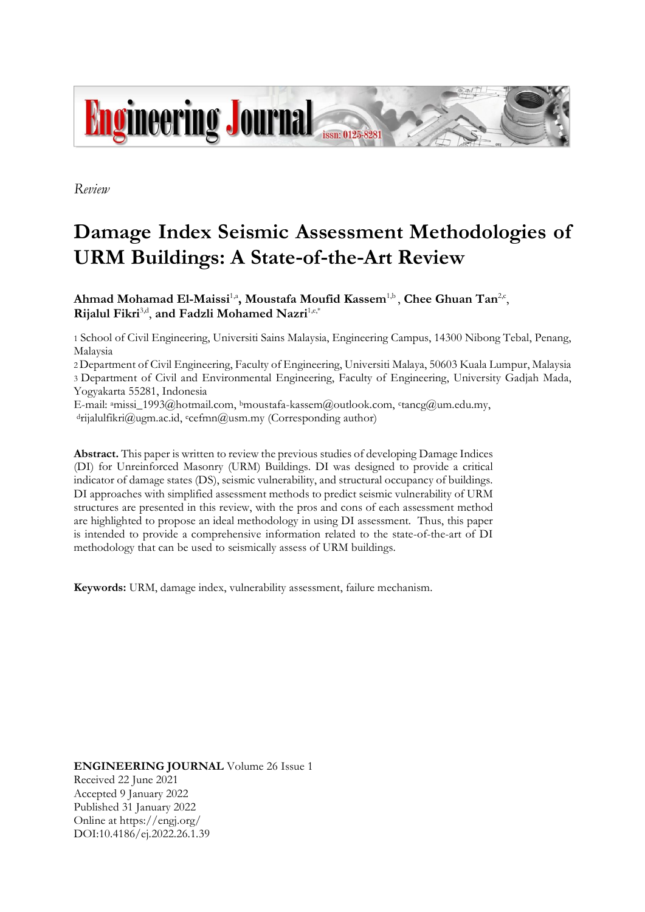*Review*

# Damage Index Seismic Assessment Methodologies of URM Buildings: A State-of-the-Art Review

**Ahmad Mohamad El-Maissi**[1,a]**, Moustafa Moufid Kassem**[1,b]**, Chee Ghuan Tan**[2,c]**, Rijalul Fikri**[3,d]**, and Fadzli Mohamed Nazri**[1,e,*]

1 School of Civil Engineering, Universiti Sains Malaysia, Engineering Campus, 14300 Nibong Tebal, Penang, Malaysia

2 Department of Civil Engineering, Faculty of Engineering, Universiti Malaya, 50603 Kuala Lumpur, Malaysia

3 Department of Civil and Environmental Engineering, Faculty of Engineering, University Gadjah Mada, Yogyakarta 55281, Indonesia

E-mail: [a]missi_1993@hotmail.com, [b]moustafa-kassem@outlook.com, [c]tancg@um.edu.my, [d]rijalulfikri@ugm.ac.id, [e]cefmn@usm.my (Corresponding author)

**Abstract.** This paper is written to review the previous studies of developing Damage Indices (DI) for Unreinforced Masonry (URM) Buildings. DI was designed to provide a critical indicator of damage states (DS), seismic vulnerability, and structural occupancy of buildings. DI approaches with simplified assessment methods to predict seismic vulnerability of URM structures are presented in this review, with the pros and cons of each assessment method are highlighted to propose an ideal methodology in using DI assessment. Thus, this paper is intended to provide a comprehensive information related to the state-of-the-art of DI methodology that can be used to seismically assess of URM buildings.

**Keywords:** URM, damage index, vulnerability assessment, failure mechanism.

**ENGINEERING JOURNAL** Volume 26 Issue 1
Received 22 June 2021
Accepted 9 January 2022
Published 31 January 2022
Online at https://engj.org/
DOI:10.4186/ej.2022.26.1.39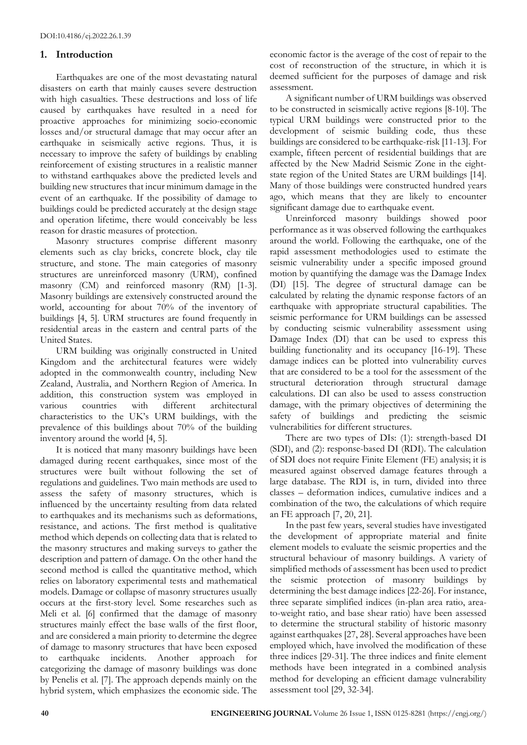## 1. Introduction

Earthquakes are one of the most devastating natural disasters on earth that mainly causes severe destruction with high casualties. These destructions and loss of life caused by earthquakes have resulted in a need for proactive approaches for minimizing socio-economic losses and/or structural damage that may occur after an earthquake in seismically active regions. Thus, it is necessary to improve the safety of buildings by enabling reinforcement of existing structures in a realistic manner to withstand earthquakes above the predicted levels and building new structures that incur minimum damage in the event of an earthquake. If the possibility of damage to buildings could be predicted accurately at the design stage and operation lifetime, there would conceivably be less reason for drastic measures of protection.

Masonry structures comprise different masonry elements such as clay bricks, concrete block, clay tile structure, and stone. The main categories of masonry structures are unreinforced masonry (URM), confined masonry (CM) and reinforced masonry (RM) [1-3]. Masonry buildings are extensively constructed around the world, accounting for about 70% of the inventory of buildings [4, 5]. URM structures are found frequently in residential areas in the eastern and central parts of the United States.

URM building was originally constructed in United Kingdom and the architectural features were widely adopted in the commonwealth country, including New Zealand, Australia, and Northern Region of America. In addition, this construction system was employed in various countries with different architectural characteristics to the UK's URM buildings, with the prevalence of this buildings about 70% of the building inventory around the world [4, 5].

It is noticed that many masonry buildings have been damaged during recent earthquakes, since most of the structures were built without following the set of regulations and guidelines. Two main methods are used to assess the safety of masonry structures, which is influenced by the uncertainty resulting from data related to earthquakes and its mechanisms such as deformations, resistance, and actions. The first method is qualitative method which depends on collecting data that is related to the masonry structures and making surveys to gather the description and pattern of damage. On the other hand the second method is called the quantitative method, which relies on laboratory experimental tests and mathematical models. Damage or collapse of masonry structures usually occurs at the first-story level. Some researches such as Meli et al. [6] confirmed that the damage of masonry structures mainly effect the base walls of the first floor, and are considered a main priority to determine the degree of damage to masonry structures that have been exposed to earthquake incidents. Another approach for categorizing the damage of masonry buildings was done by Penelis et al. [7]. The approach depends mainly on the hybrid system, which emphasizes the economic side. The economic factor is the average of the cost of repair to the cost of reconstruction of the structure, in which it is deemed sufficient for the purposes of damage and risk assessment.

A significant number of URM buildings was observed to be constructed in seismically active regions [8-10]. The typical URM buildings were constructed prior to the development of seismic building code, thus these buildings are considered to be earthquake-risk [11-13]. For example, fifteen percent of residential buildings that are affected by the New Madrid Seismic Zone in the eight-state region of the United States are URM buildings [14]. Many of those buildings were constructed hundred years ago, which means that they are likely to encounter significant damage due to earthquake event.

Unreinforced masonry buildings showed poor performance as it was observed following the earthquakes around the world. Following the earthquake, one of the rapid assessment methodologies used to estimate the seismic vulnerability under a specific imposed ground motion by quantifying the damage was the Damage Index (DI) [15]. The degree of structural damage can be calculated by relating the dynamic response factors of an earthquake with appropriate structural capabilities. The seismic performance for URM buildings can be assessed by conducting seismic vulnerability assessment using Damage Index (DI) that can be used to express this building functionality and its occupancy [16-19]. These damage indices can be plotted into vulnerability curves that are considered to be a tool for the assessment of the structural deterioration through structural damage calculations. DI can also be used to assess construction damage, with the primary objectives of determining the safety of buildings and predicting the seismic vulnerabilities for different structures.

There are two types of DIs: (1): strength-based DI (SDI), and (2): response-based DI (RDI). The calculation of SDI does not require Finite Element (FE) analysis; it is measured against observed damage features through a large database. The RDI is, in turn, divided into three classes – deformation indices, cumulative indices and a combination of the two, the calculations of which require an FE approach [7, 20, 21].

In the past few years, several studies have investigated the development of appropriate material and finite element models to evaluate the seismic properties and the structural behaviour of masonry buildings. A variety of simplified methods of assessment has been used to predict the seismic protection of masonry buildings by determining the best damage indices [22-26]. For instance, three separate simplified indices (in-plan area ratio, area-to-weight ratio, and base shear ratio) have been assessed to determine the structural stability of historic masonry against earthquakes [27, 28]. Several approaches have been employed which, have involved the modification of these three indices [29-31]. The three indices and finite element methods have been integrated in a combined analysis method for developing an efficient damage vulnerability assessment tool [29, 32-34].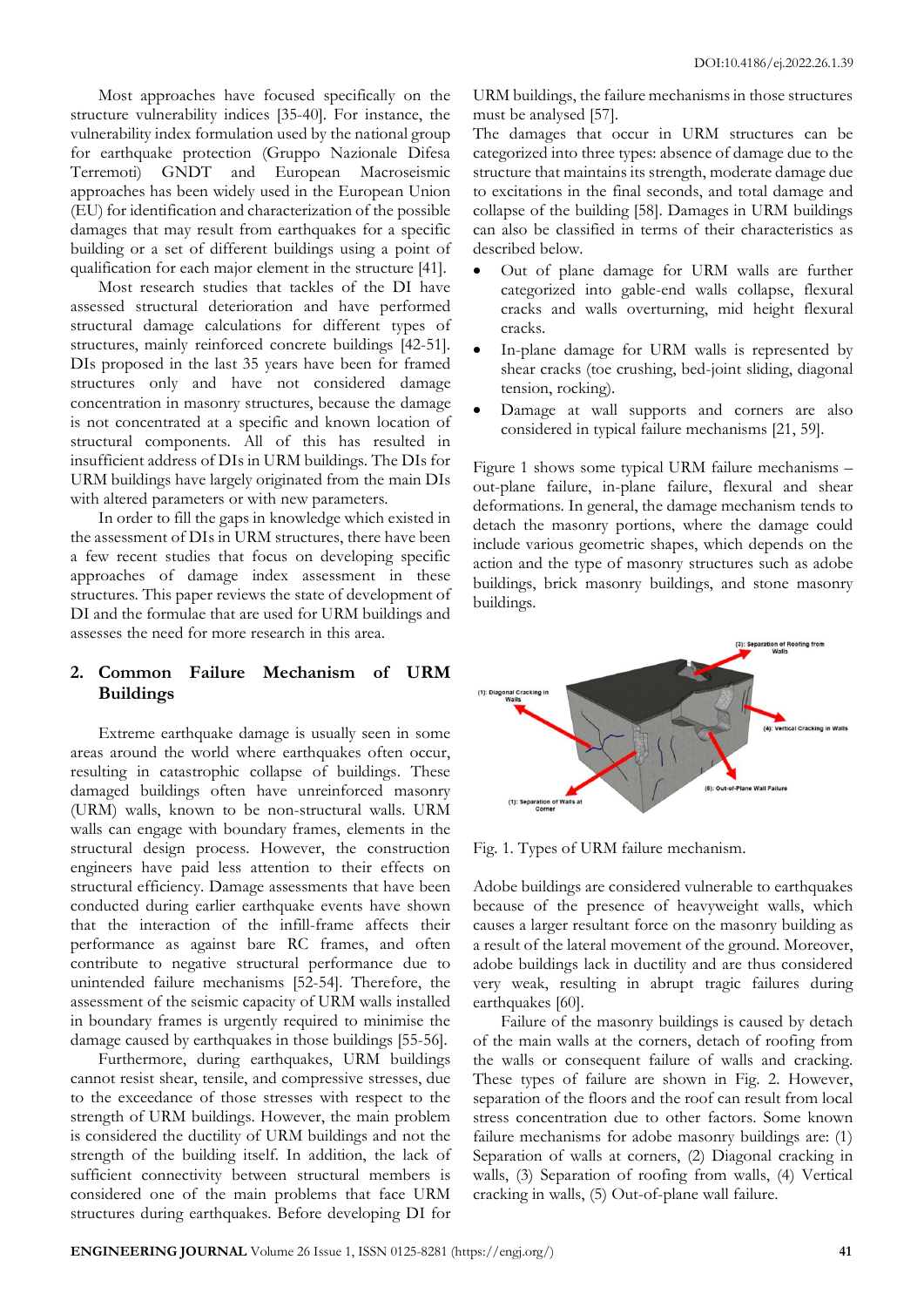Most approaches have focused specifically on the structure vulnerability indices [35-40]. For instance, the vulnerability index formulation used by the national group for earthquake protection (Gruppo Nazionale Difesa Terremoti) GNDT and European Macroseismic approaches has been widely used in the European Union (EU) for identification and characterization of the possible damages that may result from earthquakes for a specific building or a set of different buildings using a point of qualification for each major element in the structure [41].

Most research studies that tackles of the DI have assessed structural deterioration and have performed structural damage calculations for different types of structures, mainly reinforced concrete buildings [42-51]. DIs proposed in the last 35 years have been for framed structures only and have not considered damage concentration in masonry structures, because the damage is not concentrated at a specific and known location of structural components. All of this has resulted in insufficient address of DIs in URM buildings. The DIs for URM buildings have largely originated from the main DIs with altered parameters or with new parameters.

In order to fill the gaps in knowledge which existed in the assessment of DIs in URM structures, there have been a few recent studies that focus on developing specific approaches of damage index assessment in these structures. This paper reviews the state of development of DI and the formulae that are used for URM buildings and assesses the need for more research in this area.

## 2. Common Failure Mechanism of URM Buildings

Extreme earthquake damage is usually seen in some areas around the world where earthquakes often occur, resulting in catastrophic collapse of buildings. These damaged buildings often have unreinforced masonry (URM) walls, known to be non-structural walls. URM walls can engage with boundary frames, elements in the structural design process. However, the construction engineers have paid less attention to their effects on structural efficiency. Damage assessments that have been conducted during earlier earthquake events have shown that the interaction of the infill-frame affects their performance as against bare RC frames, and often contribute to negative structural performance due to unintended failure mechanisms [52-54]. Therefore, the assessment of the seismic capacity of URM walls installed in boundary frames is urgently required to minimise the damage caused by earthquakes in those buildings [55-56].

Furthermore, during earthquakes, URM buildings cannot resist shear, tensile, and compressive stresses, due to the exceedance of those stresses with respect to the strength of URM buildings. However, the main problem is considered the ductility of URM buildings and not the strength of the building itself. In addition, the lack of sufficient connectivity between structural members is considered one of the main problems that face URM structures during earthquakes. Before developing DI for URM buildings, the failure mechanisms in those structures must be analysed [57].

The damages that occur in URM structures can be categorized into three types: absence of damage due to the structure that maintains its strength, moderate damage due to excitations in the final seconds, and total damage and collapse of the building [58]. Damages in URM buildings can also be classified in terms of their characteristics as described below.

- Out of plane damage for URM walls are further categorized into gable-end walls collapse, flexural cracks and walls overturning, mid height flexural cracks.
- In-plane damage for URM walls is represented by shear cracks (toe crushing, bed-joint sliding, diagonal tension, rocking).
- Damage at wall supports and corners are also considered in typical failure mechanisms [21, 59].

Figure 1 shows some typical URM failure mechanisms – out-plane failure, in-plane failure, flexural and shear deformations. In general, the damage mechanism tends to detach the masonry portions, where the damage could include various geometric shapes, which depends on the action and the type of masonry structures such as adobe buildings, brick masonry buildings, and stone masonry buildings.

Fig. 1. Types of URM failure mechanism.

Adobe buildings are considered vulnerable to earthquakes because of the presence of heavyweight walls, which causes a larger resultant force on the masonry building as a result of the lateral movement of the ground. Moreover, adobe buildings lack in ductility and are thus considered very weak, resulting in abrupt tragic failures during earthquakes [60].

Failure of the masonry buildings is caused by detach of the main walls at the corners, detach of roofing from the walls or consequent failure of walls and cracking. These types of failure are shown in Fig. 2. However, separation of the floors and the roof can result from local stress concentration due to other factors. Some known failure mechanisms for adobe masonry buildings are: (1) Separation of walls at corners, (2) Diagonal cracking in walls, (3) Separation of roofing from walls, (4) Vertical cracking in walls, (5) Out-of-plane wall failure.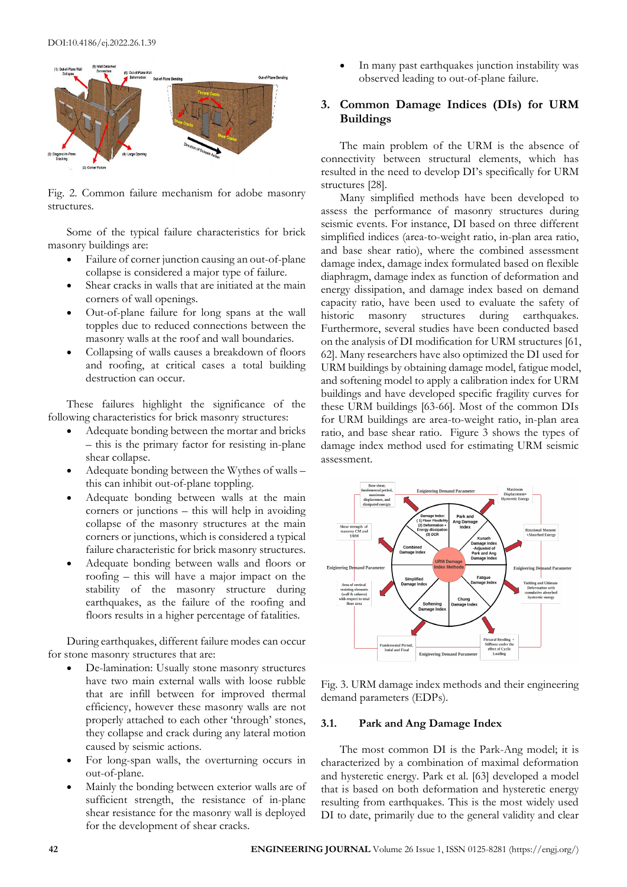Fig. 2. Common failure mechanism for adobe masonry structures.

Some of the typical failure characteristics for brick masonry buildings are:

- Failure of corner junction causing an out-of-plane collapse is considered a major type of failure.
- Shear cracks in walls that are initiated at the main corners of wall openings.
- Out-of-plane failure for long spans at the wall topples due to reduced connections between the masonry walls at the roof and wall boundaries.
- Collapsing of walls causes a breakdown of floors and roofing, at critical cases a total building destruction can occur.

These failures highlight the significance of the following characteristics for brick masonry structures:

- Adequate bonding between the mortar and bricks – this is the primary factor for resisting in-plane shear collapse.
- Adequate bonding between the Wythes of walls – this can inhibit out-of-plane toppling.
- Adequate bonding between walls at the main corners or junctions – this will help in avoiding collapse of the masonry structures at the main corners or junctions, which is considered a typical failure characteristic for brick masonry structures.
- Adequate bonding between walls and floors or roofing – this will have a major impact on the stability of the masonry structure during earthquakes, as the failure of the roofing and floors results in a higher percentage of fatalities.

During earthquakes, different failure modes can occur for stone masonry structures that are:

- De-lamination: Usually stone masonry structures have two main external walls with loose rubble that are infill between for improved thermal efficiency, however these masonry walls are not properly attached to each other 'through' stones, they collapse and crack during any lateral motion caused by seismic actions.
- For long-span walls, the overturning occurs in out-of-plane.
- Mainly the bonding between exterior walls are of sufficient strength, the resistance of in-plane shear resistance for the masonry wall is deployed for the development of shear cracks.
- In many past earthquakes junction instability was observed leading to out-of-plane failure.

## 3. Common Damage Indices (DIs) for URM Buildings

The main problem of the URM is the absence of connectivity between structural elements, which has resulted in the need to develop DI's specifically for URM structures [28].

Many simplified methods have been developed to assess the performance of masonry structures during seismic events. For instance, DI based on three different simplified indices (area-to-weight ratio, in-plan area ratio, and base shear ratio), where the combined assessment damage index, damage index formulated based on flexible diaphragm, damage index as function of deformation and energy dissipation, and damage index based on demand capacity ratio, have been used to evaluate the safety of historic masonry structures during earthquakes. Furthermore, several studies have been conducted based on the analysis of DI modification for URM structures [61, 62]. Many researchers have also optimized the DI used for URM buildings by obtaining damage model, fatigue model, and softening model to apply a calibration index for URM buildings and have developed specific fragility curves for these URM buildings [63-66]. Most of the common DIs for URM buildings are area-to-weight ratio, in-plan area ratio, and base shear ratio. Figure 3 shows the types of damage index method used for estimating URM seismic assessment.

Fig. 3. URM damage index methods and their engineering demand parameters (EDPs).

### 3.1. Park and Ang Damage Index

The most common DI is the Park-Ang model; it is characterized by a combination of maximal deformation and hysteretic energy. Park et al. [63] developed a model that is based on both deformation and hysteretic energy resulting from earthquakes. This is the most widely used DI to date, primarily due to the general validity and clear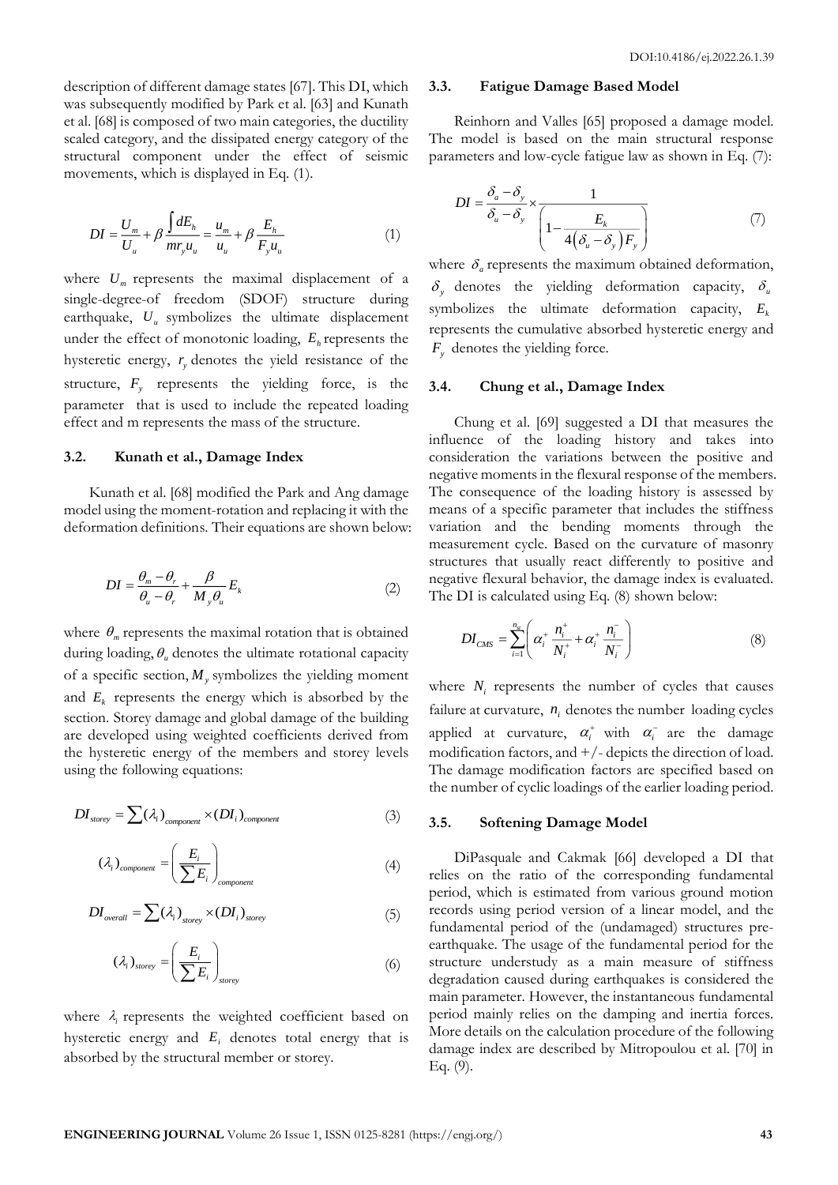description of different damage states [67]. This DI, which was subsequently modified by Park et al. [63] and Kunath et al. [68] is composed of two main categories, the ductility scaled category, and the dissipated energy category of the structural component under the effect of seismic movements, which is displayed in Eq. (1).

$$DI = \frac{U_m}{U_u} + \beta \frac{\int dE_h}{m r_y u_u} = \frac{u_m}{u_u} + \beta \frac{E_h}{F_y u_u} \tag{1}$$

where $U_m$ represents the maximal displacement of a single-degree-of freedom (SDOF) structure during earthquake, $U_u$ symbolizes the ultimate displacement under the effect of monotonic loading, $E_h$ represents the hysteretic energy, $r_y$ denotes the yield resistance of the structure, $F_y$ represents the yielding force, is the parameter that is used to include the repeated loading effect and m represents the mass of the structure.

## 3.2. Kunath et al., Damage Index

Kunath et al. [68] modified the Park and Ang damage model using the moment-rotation and replacing it with the deformation definitions. Their equations are shown below:

$$DI = \frac{\theta_m - \theta_r}{\theta_u - \theta_r} + \frac{\beta}{M_y \theta_u} E_k \tag{2}$$

where $\theta_m$ represents the maximal rotation that is obtained during loading, $\theta_u$ denotes the ultimate rotational capacity of a specific section, $M_y$ symbolizes the yielding moment and $E_k$ represents the energy which is absorbed by the section. Storey damage and global damage of the building are developed using weighted coefficients derived from the hysteretic energy of the members and storey levels using the following equations:

$$DI_{storey} = \sum (\lambda_i)_{component} \times (DI_i)_{component} \tag{3}$$

$$(\lambda_i)_{component} = \left( \frac{E_i}{\sum E_i} \right)_{component} \tag{4}$$

$$DI_{overall} = \sum (\lambda_i)_{storey} \times (DI_i)_{storey} \tag{5}$$

$$(\lambda_i)_{storey} = \left( \frac{E_i}{\sum E_i} \right)_{storey} \tag{6}$$

where $\lambda_i$ represents the weighted coefficient based on hysteretic energy and $E_i$ denotes total energy that is absorbed by the structural member or storey.

## 3.3. Fatigue Damage Based Model

Reinhorn and Valles [65] proposed a damage model. The model is based on the main structural response parameters and low-cycle fatigue law as shown in Eq. (7):

$$DI = \frac{\delta_a - \delta_y}{\delta_u - \delta_y} \times \frac{1}{\left( 1 - \frac{E_k}{4\left(\delta_u - \delta_y\right) F_y} \right)} \tag{7}$$

where $\delta_a$ represents the maximum obtained deformation, $\delta_y$ denotes the yielding deformation capacity, $\delta_u$ symbolizes the ultimate deformation capacity, $E_k$ represents the cumulative absorbed hysteretic energy and $F_y$ denotes the yielding force.

## 3.4. Chung et al., Damage Index

Chung et al. [69] suggested a DI that measures the influence of the loading history and takes into consideration the variations between the positive and negative moments in the flexural response of the members. The consequence of the loading history is assessed by means of a specific parameter that includes the stiffness variation and the bending moments through the measurement cycle. Based on the curvature of masonry structures that usually react differently to positive and negative flexural behavior, the damage index is evaluated. The DI is calculated using Eq. (8) shown below:

$$DI_{CMS} = \sum_{i=1}^{n_m} \left( \alpha_i^+ \frac{n_i^+}{N_i^+} + \alpha_i^+ \frac{n_i^-}{N_i^-} \right) \tag{8}$$

where $N_i$ represents the number of cycles that causes failure at curvature, $n_i$ denotes the number loading cycles applied at curvature, $\alpha_i^+$ with $\alpha_i^-$ are the damage modification factors, and +/- depicts the direction of load. The damage modification factors are specified based on the number of cyclic loadings of the earlier loading period.

## 3.5. Softening Damage Model

DiPasquale and Cakmak [66] developed a DI that relies on the ratio of the corresponding fundamental period, which is estimated from various ground motion records using period version of a linear model, and the fundamental period of the (undamaged) structures pre-earthquake. The usage of the fundamental period for the structure understudy as a main measure of stiffness degradation caused during earthquakes is considered the main parameter. However, the instantaneous fundamental period mainly relies on the damping and inertia forces. More details on the calculation procedure of the following damage index are described by Mitropoulou et al. [70] in Eq. (9).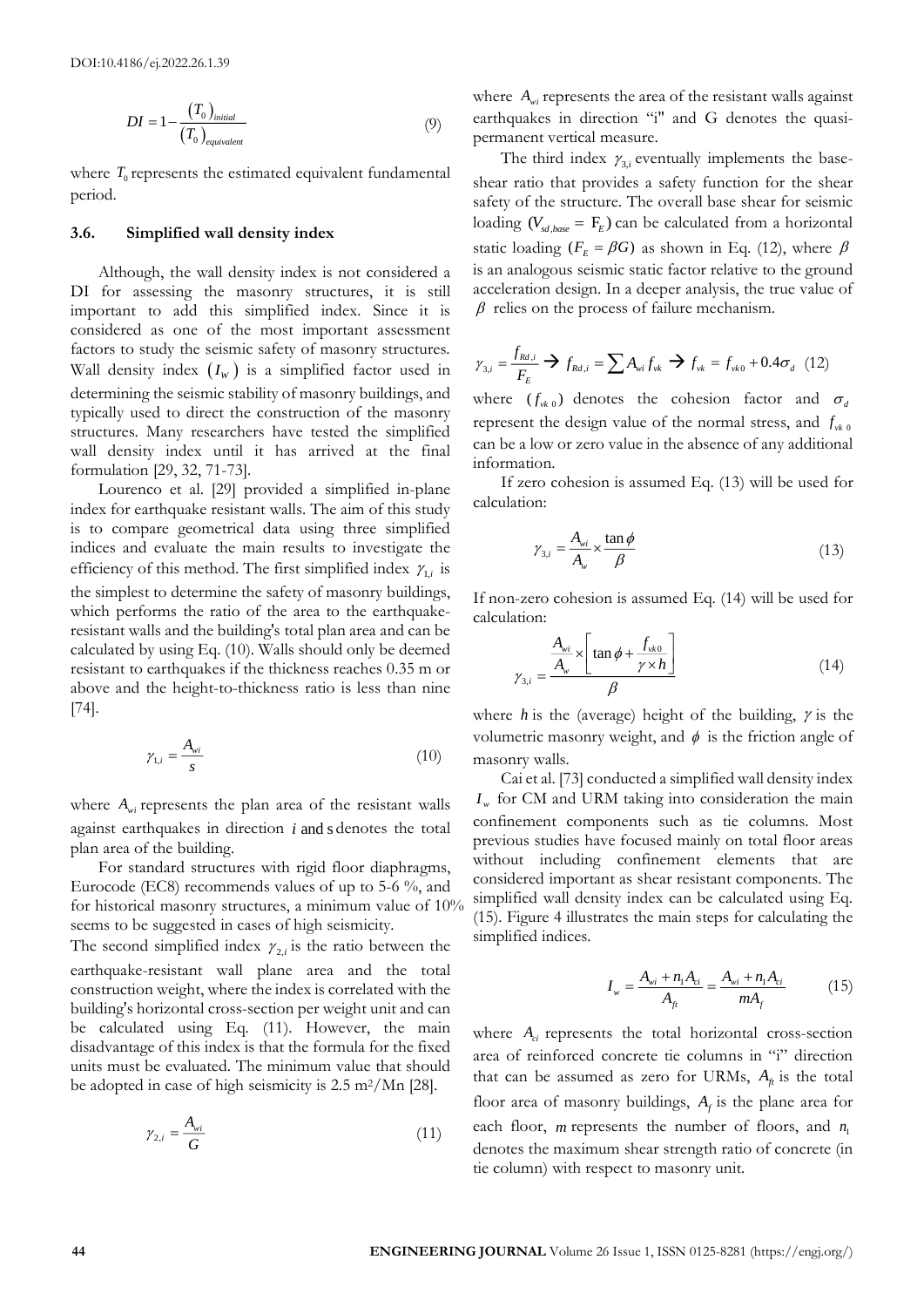$$DI = 1 - \frac{(T_0)_{initial}}{(T_0)_{equivalent}} \tag{9}$$

where $T_0$ represents the estimated equivalent fundamental period.

### 3.6. Simplified wall density index

Although, the wall density index is not considered a DI for assessing the masonry structures, it is still important to add this simplified index. Since it is considered as one of the most important assessment factors to study the seismic safety of masonry structures. Wall density index $(I_W)$ is a simplified factor used in determining the seismic stability of masonry buildings, and typically used to direct the construction of the masonry structures. Many researchers have tested the simplified wall density index until it has arrived at the final formulation [29, 32, 71-73].

Lourenco et al. [29] provided a simplified in-plane index for earthquake resistant walls. The aim of this study is to compare geometrical data using three simplified indices and evaluate the main results to investigate the efficiency of this method. The first simplified index $\gamma_{1,i}$ is the simplest to determine the safety of masonry buildings, which performs the ratio of the area to the earthquake-resistant walls and the building's total plan area and can be calculated by using Eq. (10). Walls should only be deemed resistant to earthquakes if the thickness reaches 0.35 m or above and the height-to-thickness ratio is less than nine [74].

$$\gamma_{1,i} = \frac{A_{wi}}{s} \tag{10}$$

where $A_{wi}$ represents the plan area of the resistant walls against earthquakes in direction $i$ and $s$ denotes the total plan area of the building.

For standard structures with rigid floor diaphragms, Eurocode (EC8) recommends values of up to 5-6 %, and for historical masonry structures, a minimum value of 10% seems to be suggested in cases of high seismicity.

The second simplified index $\gamma_{2,i}$ is the ratio between the earthquake-resistant wall plane area and the total construction weight, where the index is correlated with the building's horizontal cross-section per weight unit and can be calculated using Eq. (11). However, the main disadvantage of this index is that the formula for the fixed units must be evaluated. The minimum value that should be adopted in case of high seismicity is 2.5 m²/Mn [28].

$$\gamma_{2,i} = \frac{A_{wi}}{G} \tag{11}$$

where $A_{wi}$ represents the area of the resistant walls against earthquakes in direction "i" and G denotes the quasi-permanent vertical measure.

The third index $\gamma_{3,i}$ eventually implements the base-shear ratio that provides a safety function for the shear safety of the structure. The overall base shear for seismic loading $(V_{sd,base} = F_E)$ can be calculated from a horizontal static loading $(F_E = \beta G)$ as shown in Eq. (12), where $\beta$ is an analogous seismic static factor relative to the ground acceleration design. In a deeper analysis, the true value of $\beta$ relies on the process of failure mechanism.

$$\gamma_{3,i} = \frac{f_{Rd,i}}{F_E} \rightarrow f_{Rd,i} = \sum A_{wi} f_{vk} \rightarrow f_{vk} = f_{vk0} + 0.4\sigma_d \tag{12}$$

where $(f_{vk0})$ denotes the cohesion factor and $\sigma_d$ represent the design value of the normal stress, and $f_{vk0}$ can be a low or zero value in the absence of any additional information.

If zero cohesion is assumed Eq. (13) will be used for calculation:

$$\gamma_{3,i} = \frac{A_{wi}}{A_w} \times \frac{\tan\phi}{\beta} \tag{13}$$

If non-zero cohesion is assumed Eq. (14) will be used for calculation:

$$\gamma_{3,i} = \frac{\frac{A_{wi}}{A_w} \times \left[\tan\phi + \frac{f_{vk0}}{\gamma \times h}\right]}{\beta} \tag{14}$$

where $h$ is the (average) height of the building, $\gamma$ is the volumetric masonry weight, and $\phi$ is the friction angle of masonry walls.

Cai et al. [73] conducted a simplified wall density index $I_w$ for CM and URM taking into consideration the main confinement components such as tie columns. Most previous studies have focused mainly on total floor areas without including confinement elements that are considered important as shear resistant components. The simplified wall density index can be calculated using Eq. (15). Figure 4 illustrates the main steps for calculating the simplified indices.

$$I_w = \frac{A_{wi} + n_1 A_{ci}}{A_{ft}} = \frac{A_{wi} + n_1 A_{ci}}{m A_f} \tag{15}$$

where $A_{ci}$ represents the total horizontal cross-section area of reinforced concrete tie columns in "i" direction that can be assumed as zero for URMs, $A_{ft}$ is the total floor area of masonry buildings, $A_f$ is the plane area for each floor, $m$ represents the number of floors, and $n_1$ denotes the maximum shear strength ratio of concrete (in tie column) with respect to masonry unit.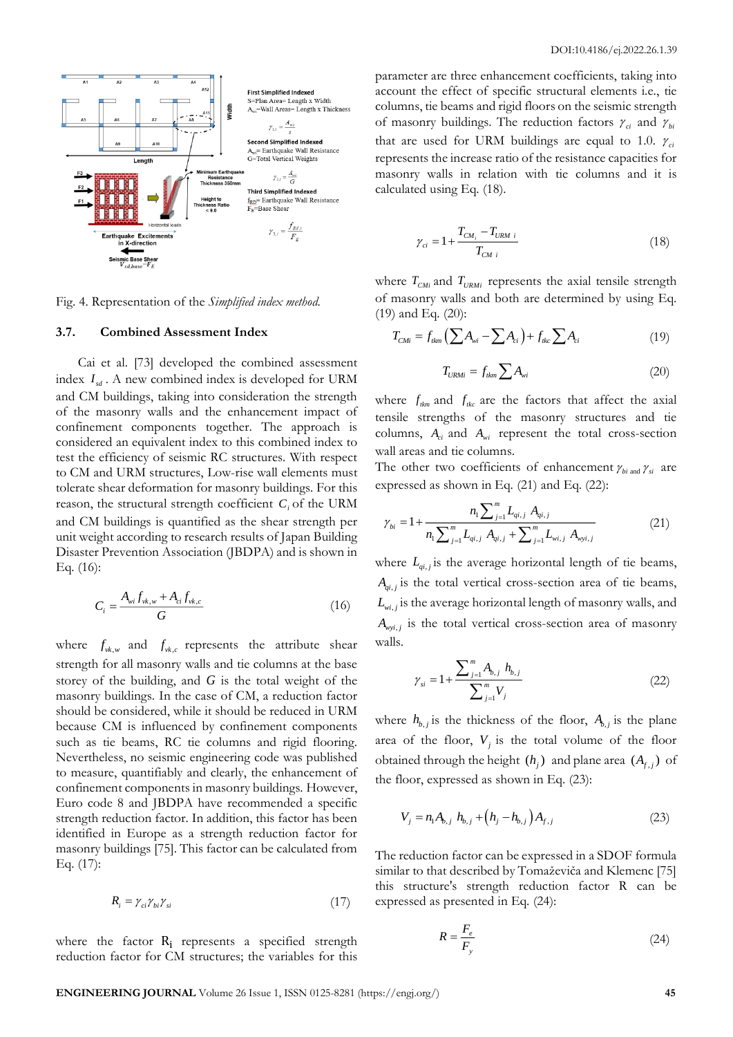Fig. 4. Representation of the *Simplified index method.*

### 3.7. Combined Assessment Index

Cai et al. [73] developed the combined assessment index $I_{sd}$. A new combined index is developed for URM and CM buildings, taking into consideration the strength of the masonry walls and the enhancement impact of confinement components together. The approach is considered an equivalent index to this combined index to test the efficiency of seismic RC structures. With respect to CM and URM structures, Low-rise wall elements must tolerate shear deformation for masonry buildings. For this reason, the structural strength coefficient $C_i$ of the URM and CM buildings is quantified as the shear strength per unit weight according to research results of Japan Building Disaster Prevention Association (JBDPA) and is shown in Eq. (16):

$$C_i = \frac{A_{wi} f_{vk,w} + A_{ci} f_{vk,c}}{G} \tag{16}$$

where $f_{vk,w}$ and $f_{vk,c}$ represents the attribute shear strength for all masonry walls and tie columns at the base storey of the building, and $G$ is the total weight of the masonry buildings. In the case of CM, a reduction factor should be considered, while it should be reduced in URM because CM is influenced by confinement components such as tie beams, RC tie columns and rigid flooring. Nevertheless, no seismic engineering code was published to measure, quantifiably and clearly, the enhancement of confinement components in masonry buildings. However, Euro code 8 and JBDPA have recommended a specific strength reduction factor. In addition, this factor has been identified in Europe as a strength reduction factor for masonry buildings [75]. This factor can be calculated from Eq. (17):

$$R_i = \gamma_{ci} \gamma_{bi} \gamma_{si} \tag{17}$$

where the factor $R_i$ represents a specified strength reduction factor for CM structures; the variables for this parameter are three enhancement coefficients, taking into account the effect of specific structural elements i.e., tie columns, tie beams and rigid floors on the seismic strength of masonry buildings. The reduction factors $\gamma_{ci}$ and $\gamma_{bi}$ that are used for URM buildings are equal to 1.0. $\gamma_{ci}$ represents the increase ratio of the resistance capacities for masonry walls in relation with tie columns and it is calculated using Eq. (18).

$$\gamma_{ci} = 1 + \frac{T_{CM_i} - T_{URM\ i}}{T_{CM\ i}} \tag{18}$$

where $T_{CMi}$ and $T_{URMi}$ represents the axial tensile strength of masonry walls and both are determined by using Eq. (19) and Eq. (20):

$$T_{CMi} = f_{tkm}\left(\sum A_{wi} - \sum A_{ci}\right) + f_{tkc} \sum A_{ci} \tag{19}$$

$$T_{URMi} = f_{tkm} \sum A_{wi} \tag{20}$$

where $f_{tkm}$ and $f_{tkc}$ are the factors that affect the axial tensile strengths of the masonry structures and tie columns, $A_{ci}$ and $A_{wi}$ represent the total cross-section wall areas and tie columns.

The other two coefficients of enhancement $\gamma_{bi}$ and $\gamma_{si}$ are expressed as shown in Eq. (21) and Eq. (22):

$$\gamma_{bi} = 1 + \frac{n_1 \sum_{j=1}^{m} L_{qi,j}\ A_{qi,j}}{n_1 \sum_{j=1}^{m} L_{qi,j}\ A_{qi,j} + \sum_{j=1}^{m} L_{wi,j}\ A_{wyi,j}} \tag{21}$$

where $L_{qi,j}$ is the average horizontal length of tie beams, $A_{qi,j}$ is the total vertical cross-section area of tie beams, $L_{wi,j}$ is the average horizontal length of masonry walls, and $A_{wyi,j}$ is the total vertical cross-section area of masonry walls.

$$\gamma_{si} = 1 + \frac{\sum_{j=1}^{m} A_{b,j}\ h_{b,j}}{\sum_{j=1}^{m} V_j} \tag{22}$$

where $h_{b,j}$ is the thickness of the floor, $A_{b,j}$ is the plane area of the floor, $V_j$ is the total volume of the floor obtained through the height $(h_j)$ and plane area $(A_{f,j})$ of the floor, expressed as shown in Eq. (23):

$$V_j = n_1 A_{b,j}\ h_{b,j} + \left(h_j - h_{b,j}\right) A_{f,j} \tag{23}$$

The reduction factor can be expressed in a SDOF formula similar to that described by Tomaževiča and Klemenc [75] this structure's strength reduction factor R can be expressed as presented in Eq. (24):

$$R = \frac{F_e}{F_y} \tag{24}$$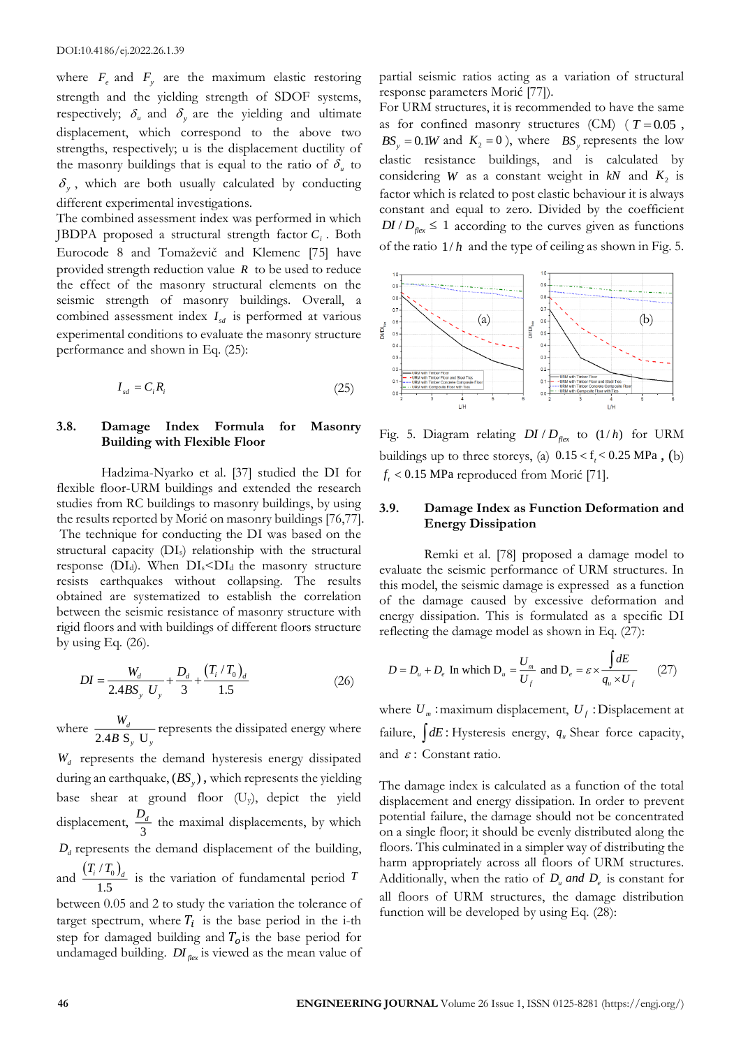where $F_e$ and $F_y$ are the maximum elastic restoring strength and the yielding strength of SDOF systems, respectively; $\delta_u$ and $\delta_y$ are the yielding and ultimate displacement, which correspond to the above two strengths, respectively; u is the displacement ductility of the masonry buildings that is equal to the ratio of $\delta_u$ to $\delta_y$, which are both usually calculated by conducting different experimental investigations.

The combined assessment index was performed in which JBDPA proposed a structural strength factor $C_i$. Both Eurocode 8 and Tomaževič and Klemenc [75] have provided strength reduction value $R$ to be used to reduce the effect of the masonry structural elements on the seismic strength of masonry buildings. Overall, a combined assessment index $I_{sd}$ is performed at various experimental conditions to evaluate the masonry structure performance and shown in Eq. (25):

$$I_{sd} = C_i R_i \tag{25}$$

### 3.8. Damage Index Formula for Masonry Building with Flexible Floor

Hadzima-Nyarko et al. [37] studied the DI for flexible floor-URM buildings and extended the research studies from RC buildings to masonry buildings, by using the results reported by Morić on masonry buildings [76,77]. The technique for conducting the DI was based on the structural capacity ($DI_s$) relationship with the structural response ($DI_d$). When $DI_s<DI_d$ the masonry structure resists earthquakes without collapsing. The results obtained are systematized to establish the correlation between the seismic resistance of masonry structure with rigid floors and with buildings of different floors structure by using Eq. (26).

$$DI = \frac{W_d}{2.4BS_y\ U_y} + \frac{D_d}{3} + \frac{(T_i/T_0)_d}{1.5} \tag{26}$$

where $\frac{W_d}{2.4B\ S_y\ U_y}$ represents the dissipated energy where $W_d$ represents the demand hysteresis energy dissipated during an earthquake, $(BS_y)$, which represents the yielding base shear at ground floor ($U_y$), depict the yield displacement, $\frac{D_d}{3}$ the maximal displacements, by which $D_d$ represents the demand displacement of the building, and $\frac{(T_i/T_0)_d}{1.5}$ is the variation of fundamental period $T$ between 0.05 and 2 to study the variation the tolerance of target spectrum, where $T_i$ is the base period in the i-th step for damaged building and $T_o$ is the base period for undamaged building. $DI_{flex}$ is viewed as the mean value of partial seismic ratios acting as a variation of structural response parameters Morić [77]).

For URM structures, it is recommended to have the same as for confined masonry structures (CM) ($T = 0.05$, $BS_y = 0.1W$ and $K_2 = 0$), where $BS_y$ represents the low elastic resistance buildings, and is calculated by considering $W$ as a constant weight in $kN$ and $K_2$ is factor which is related to post elastic behaviour it is always constant and equal to zero. Divided by the coefficient $DI/D_{flex} \leq 1$ according to the curves given as functions of the ratio $1/h$ and the type of ceiling as shown in Fig. 5.

Fig. 5. Diagram relating $DI/D_{flex}$ to $(1/h)$ for URM buildings up to three storeys, (a) $0.15 < f_t < 0.25$ MPa, (b) $f_t < 0.15$ MPa reproduced from Morić [71].

### 3.9. Damage Index as Function Deformation and Energy Dissipation

Remki et al. [78] proposed a damage model to evaluate the seismic performance of URM structures. In this model, the seismic damage is expressed as a function of the damage caused by excessive deformation and energy dissipation. This is formulated as a specific DI reflecting the damage model as shown in Eq. (27):

$$D = D_u + D_e \text{ In which } D_u = \frac{U_m}{U_f} \text{ and } D_e = \varepsilon \times \frac{\int dE}{q_u \times U_f} \tag{27}$$

where $U_m$: maximum displacement, $U_f$: Displacement at failure, $\int dE$: Hysteresis energy, $q_u$ Shear force capacity, and $\varepsilon$: Constant ratio.

The damage index is calculated as a function of the total displacement and energy dissipation. In order to prevent potential failure, the damage should not be concentrated on a single floor; it should be evenly distributed along the floors. This culminated in a simpler way of distributing the harm appropriately across all floors of URM structures. Additionally, when the ratio of $D_u$ and $D_e$ is constant for all floors of URM structures, the damage distribution function will be developed by using Eq. (28):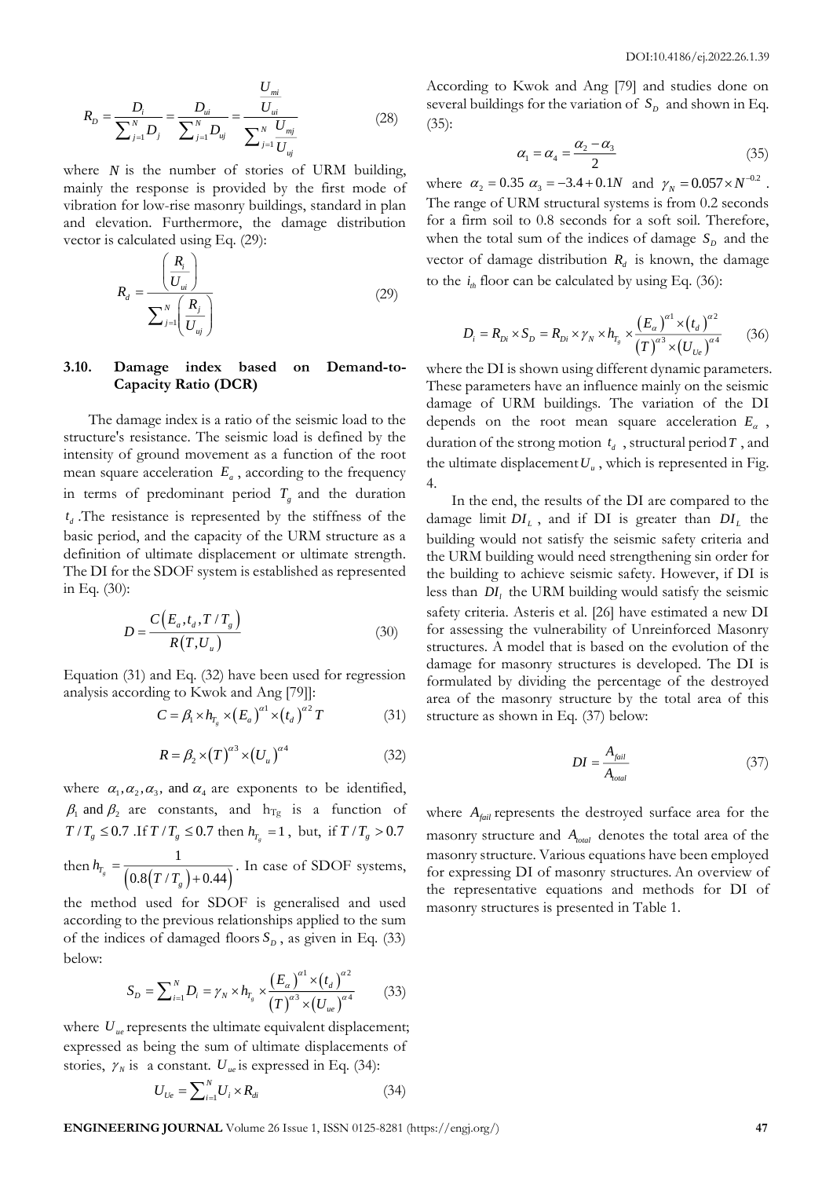$$R_D = \frac{D_i}{\sum_{j=1}^{N} D_j} = \frac{D_{ui}}{\sum_{j=1}^{N} D_{uj}} = \frac{\frac{U_{mi}}{U_{ui}}}{\sum_{j=1}^{N} \frac{U_{mj}}{U_{uj}}} \tag{28}$$

where $N$ is the number of stories of URM building, mainly the response is provided by the first mode of vibration for low-rise masonry buildings, standard in plan and elevation. Furthermore, the damage distribution vector is calculated using Eq. (29):

$$R_d = \frac{\left(\frac{R_i}{U_{ui}}\right)}{\sum_{j=1}^{N} \left(\frac{R_j}{U_{uj}}\right)} \tag{29}$$

### 3.10. Damage index based on Demand-to-Capacity Ratio (DCR)

The damage index is a ratio of the seismic load to the structure's resistance. The seismic load is defined by the intensity of ground movement as a function of the root mean square acceleration $E_a$, according to the frequency in terms of predominant period $T_g$ and the duration $t_d$. The resistance is represented by the stiffness of the basic period, and the capacity of the URM structure as a definition of ultimate displacement or ultimate strength. The DI for the SDOF system is established as represented in Eq. (30):

$$D = \frac{C\left(E_a, t_d, T/T_g\right)}{R\left(T, U_u\right)} \tag{30}$$

Equation (31) and Eq. (32) have been used for regression analysis according to Kwok and Ang [79]]:

$$C = \beta_1 \times h_{T_g} \times \left(E_a\right)^{\alpha 1} \times \left(t_d\right)^{\alpha 2} T \tag{31}$$

$$R = \beta_2 \times \left(T\right)^{\alpha 3} \times \left(U_u\right)^{\alpha 4} \tag{32}$$

where $\alpha_1, \alpha_2, \alpha_3$, and $\alpha_4$ are exponents to be identified, $\beta_1$ and $\beta_2$ are constants, and $h_{Tg}$ is a function of $T/T_g \le 0.7$. If $T/T_g \le 0.7$ then $h_{T_g} = 1$, but, if $T/T_g > 0.7$ then $h_{T_g} = \frac{1}{\left(0.8\left(T/T_g\right) + 0.44\right)}$. In case of SDOF systems, the method used for SDOF is generalised and used according to the previous relationships applied to the sum of the indices of damaged floors $S_D$, as given in Eq. (33) below:

$$S_D = \sum_{i=1}^{N} D_i = \gamma_N \times h_{T_g} \times \frac{\left(E_\alpha\right)^{\alpha 1} \times \left(t_d\right)^{\alpha 2}}{\left(T\right)^{\alpha 3} \times \left(U_{ue}\right)^{\alpha 4}} \tag{33}$$

where $U_{ue}$ represents the ultimate equivalent displacement; expressed as being the sum of ultimate displacements of stories, $\gamma_N$ is a constant. $U_{ue}$ is expressed in Eq. (34):

$$U_{Ue} = \sum_{i=1}^{N} U_i \times R_{di} \tag{34}$$

According to Kwok and Ang [79] and studies done on several buildings for the variation of $S_D$ and shown in Eq. (35):

$$\alpha_1 = \alpha_4 = \frac{\alpha_2 - \alpha_3}{2} \tag{35}$$

where $\alpha_2 = 0.35$ $\alpha_3 = -3.4 + 0.1N$ and $\gamma_N = 0.057 \times N^{-0.2}$. The range of URM structural systems is from 0.2 seconds for a firm soil to 0.8 seconds for a soft soil. Therefore, when the total sum of the indices of damage $S_D$ and the vector of damage distribution $R_d$ is known, the damage to the $i_{th}$ floor can be calculated by using Eq. (36):

$$D_i = R_{Di} \times S_D = R_{Di} \times \gamma_N \times h_{T_g} \times \frac{\left(E_\alpha\right)^{\alpha 1} \times \left(t_d\right)^{\alpha 2}}{\left(T\right)^{\alpha 3} \times \left(U_{Ue}\right)^{\alpha 4}} \tag{36}$$

where the DI is shown using different dynamic parameters. These parameters have an influence mainly on the seismic damage of URM buildings. The variation of the DI depends on the root mean square acceleration $E_\alpha$, duration of the strong motion $t_d$, structural period $T$, and the ultimate displacement $U_u$, which is represented in Fig. 4.

In the end, the results of the DI are compared to the damage limit $DI_L$, and if DI is greater than $DI_L$ the building would not satisfy the seismic safety criteria and the URM building would need strengthening sin order for the building to achieve seismic safety. However, if DI is less than $DI_l$ the URM building would satisfy the seismic safety criteria. Asteris et al. [26] have estimated a new DI for assessing the vulnerability of Unreinforced Masonry structures. A model that is based on the evolution of the damage for masonry structures is developed. The DI is formulated by dividing the percentage of the destroyed area of the masonry structure by the total area of this structure as shown in Eq. (37) below:

$$DI = \frac{A_{fail}}{A_{total}} \tag{37}$$

where $A_{fail}$ represents the destroyed surface area for the masonry structure and $A_{total}$ denotes the total area of the masonry structure. Various equations have been employed for expressing DI of masonry structures. An overview of the representative equations and methods for DI of masonry structures is presented in Table 1.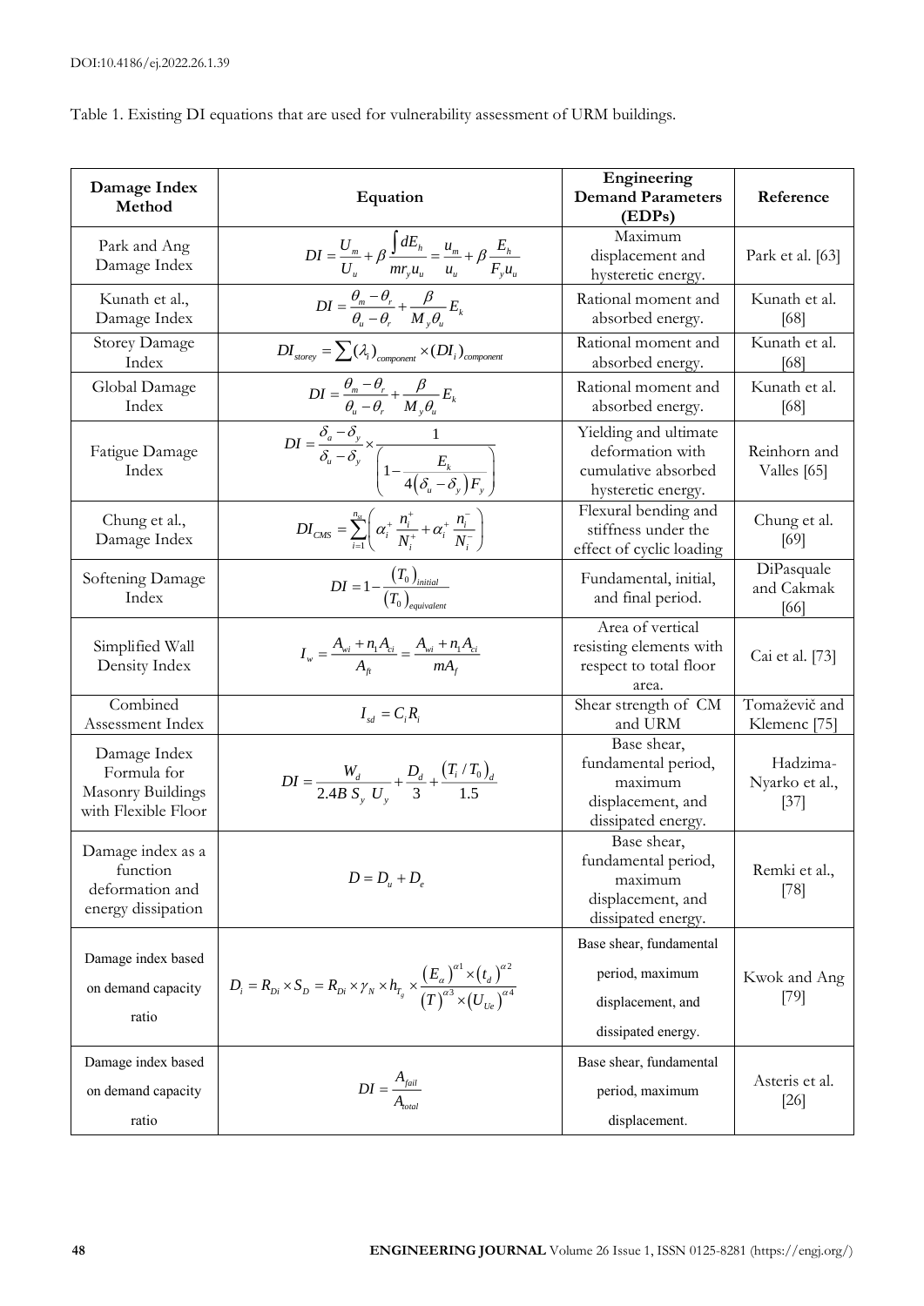Table 1. Existing DI equations that are used for vulnerability assessment of URM buildings.

| Damage Index Method | Equation | Engineering Demand Parameters (EDPs) | Reference |
|---|---|---|---|
| Park and Ang Damage Index | $DI = \frac{U_m}{U_u} + \beta \frac{\int dE_h}{m r_y u_u} = \frac{u_m}{u_u} + \beta \frac{E_h}{F_y u_u}$ | Maximum displacement and hysteretic energy. | Park et al. [63] |
| Kunath et al., Damage Index | $DI = \frac{\theta_m - \theta_r}{\theta_u - \theta_r} + \frac{\beta}{M_y \theta_u} E_k$ | Rational moment and absorbed energy. | Kunath et al. [68] |
| Storey Damage Index | $DI_{storey} = \sum (\lambda_i)_{component} \times (DI_i)_{component}$ | Rational moment and absorbed energy. | Kunath et al. [68] |
| Global Damage Index | $DI = \frac{\theta_m - \theta_r}{\theta_u - \theta_r} + \frac{\beta}{M_y \theta_u} E_k$ | Rational moment and absorbed energy. | Kunath et al. [68] |
| Fatigue Damage Index | $DI = \frac{\delta_a - \delta_y}{\delta_u - \delta_y} \times \frac{1}{\left(1 - \frac{E_k}{4(\delta_u - \delta_y) F_y}\right)}$ | Yielding and ultimate deformation with cumulative absorbed hysteretic energy. | Reinhorn and Valles [65] |
| Chung et al., Damage Index | $DI_{CMS} = \sum_{i=1}^{n_{si}} \left( \alpha_i^+ \frac{n_i^+}{N_i^+} + \alpha_i^+ \frac{n_i^-}{N_i^-} \right)$ | Flexural bending and stiffness under the effect of cyclic loading | Chung et al. [69] |
| Softening Damage Index | $DI = 1 - \frac{(T_0)_{initial}}{(T_0)_{equivalent}}$ | Fundamental, initial, and final period. | DiPasquale and Cakmak [66] |
| Simplified Wall Density Index | $I_w = \frac{A_{wi} + n_1 A_{ci}}{A_{ft}} = \frac{A_{wi} + n_1 A_{ci}}{m A_f}$ | Area of vertical resisting elements with respect to total floor area. | Cai et al. [73] |
| Combined Assessment Index | $I_{sd} = C_i R_i$ | Shear strength of CM and URM | Tomaževič and Klemenc [75] |
| Damage Index Formula for Masonry Buildings with Flexible Floor | $DI = \frac{W_d}{2.4 B\, S_y\, U_y} + \frac{D_d}{3} + \frac{(T_i / T_0)_d}{1.5}$ | Base shear, fundamental period, maximum displacement, and dissipated energy. | Hadzima-Nyarko et al., [37] |
| Damage index as a function deformation and energy dissipation | $D = D_u + D_e$ | Base shear, fundamental period, maximum displacement, and dissipated energy. | Remki et al., [78] |
| Damage index based on demand capacity ratio | $D_i = R_{Di} \times S_D = R_{Di} \times \gamma_N \times h_{T_g} \times \frac{(E_\alpha)^{\alpha 1} \times (t_d)^{\alpha 2}}{(T)^{\alpha 3} \times (U_{Ue})^{\alpha 4}}$ | Base shear, fundamental period, maximum displacement, and dissipated energy. | Kwok and Ang [79] |
| Damage index based on demand capacity ratio | $DI = \frac{A_{fail}}{A_{total}}$ | Base shear, fundamental period, maximum displacement. | Asteris et al. [26] |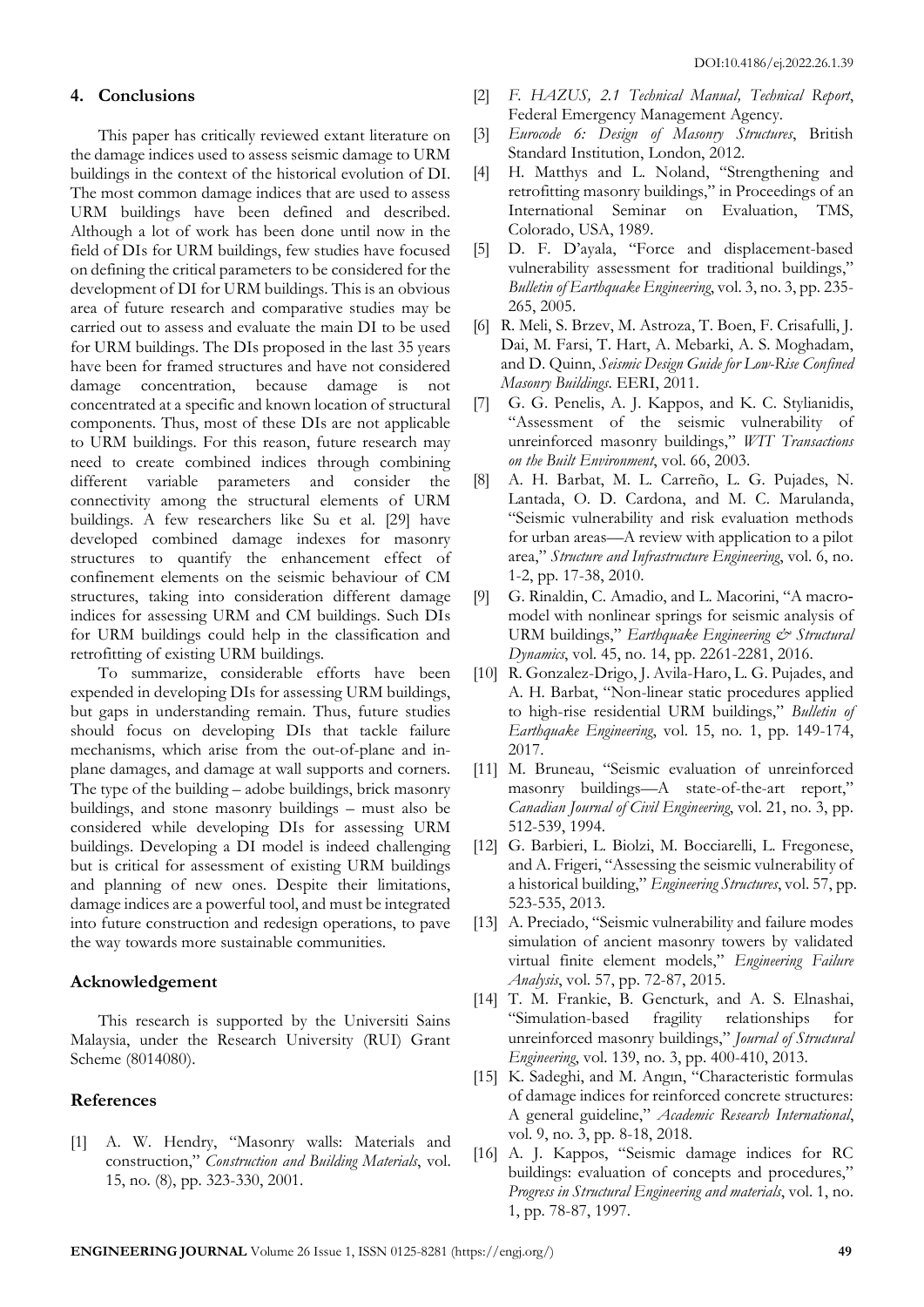## 4. Conclusions

This paper has critically reviewed extant literature on the damage indices used to assess seismic damage to URM buildings in the context of the historical evolution of DI. The most common damage indices that are used to assess URM buildings have been defined and described. Although a lot of work has been done until now in the field of DIs for URM buildings, few studies have focused on defining the critical parameters to be considered for the development of DI for URM buildings. This is an obvious area of future research and comparative studies may be carried out to assess and evaluate the main DI to be used for URM buildings. The DIs proposed in the last 35 years have been for framed structures and have not considered damage concentration, because damage is not concentrated at a specific and known location of structural components. Thus, most of these DIs are not applicable to URM buildings. For this reason, future research may need to create combined indices through combining different variable parameters and consider the connectivity among the structural elements of URM buildings. A few researchers like Su et al. [29] have developed combined damage indexes for masonry structures to quantify the enhancement effect of confinement elements on the seismic behaviour of CM structures, taking into consideration different damage indices for assessing URM and CM buildings. Such DIs for URM buildings could help in the classification and retrofitting of existing URM buildings.

To summarize, considerable efforts have been expended in developing DIs for assessing URM buildings, but gaps in understanding remain. Thus, future studies should focus on developing DIs that tackle failure mechanisms, which arise from the out-of-plane and in-plane damages, and damage at wall supports and corners. The type of the building – adobe buildings, brick masonry buildings, and stone masonry buildings – must also be considered while developing DIs for assessing URM buildings. Developing a DI model is indeed challenging but is critical for assessment of existing URM buildings and planning of new ones. Despite their limitations, damage indices are a powerful tool, and must be integrated into future construction and redesign operations, to pave the way towards more sustainable communities.

## Acknowledgement

This research is supported by the Universiti Sains Malaysia, under the Research University (RUI) Grant Scheme (8014080).

## References

[1] A. W. Hendry, "Masonry walls: Materials and construction," *Construction and Building Materials*, vol. 15, no. (8), pp. 323-330, 2001.

[2] *F. HAZUS, 2.1 Technical Manual, Technical Report*, Federal Emergency Management Agency.

[3] *Eurocode 6: Design of Masonry Structures*, British Standard Institution, London, 2012.

[4] H. Matthys and L. Noland, "Strengthening and retrofitting masonry buildings," in Proceedings of an International Seminar on Evaluation, TMS, Colorado, USA, 1989.

[5] D. F. D'ayala, "Force and displacement-based vulnerability assessment for traditional buildings," *Bulletin of Earthquake Engineering*, vol. 3, no. 3, pp. 235-265, 2005.

[6] R. Meli, S. Brzev, M. Astroza, T. Boen, F. Crisafulli, J. Dai, M. Farsi, T. Hart, A. Mebarki, A. S. Moghadam, and D. Quinn, *Seismic Design Guide for Low-Rise Confined Masonry Buildings*. EERI, 2011.

[7] G. G. Penelis, A. J. Kappos, and K. C. Stylianidis, "Assessment of the seismic vulnerability of unreinforced masonry buildings," *WIT Transactions on the Built Environment*, vol. 66, 2003.

[8] A. H. Barbat, M. L. Carreño, L. G. Pujades, N. Lantada, O. D. Cardona, and M. C. Marulanda, "Seismic vulnerability and risk evaluation methods for urban areas—A review with application to a pilot area," *Structure and Infrastructure Engineering*, vol. 6, no. 1-2, pp. 17-38, 2010.

[9] G. Rinaldin, C. Amadio, and L. Macorini, "A macro-model with nonlinear springs for seismic analysis of URM buildings," *Earthquake Engineering & Structural Dynamics*, vol. 45, no. 14, pp. 2261-2281, 2016.

[10] R. Gonzalez-Drigo, J. Avila-Haro, L. G. Pujades, and A. H. Barbat, "Non-linear static procedures applied to high-rise residential URM buildings," *Bulletin of Earthquake Engineering*, vol. 15, no. 1, pp. 149-174, 2017.

[11] M. Bruneau, "Seismic evaluation of unreinforced masonry buildings—A state-of-the-art report," *Canadian Journal of Civil Engineering*, vol. 21, no. 3, pp. 512-539, 1994.

[12] G. Barbieri, L. Biolzi, M. Bocciarelli, L. Fregonese, and A. Frigeri, "Assessing the seismic vulnerability of a historical building," *Engineering Structures*, vol. 57, pp. 523-535, 2013.

[13] A. Preciado, "Seismic vulnerability and failure modes simulation of ancient masonry towers by validated virtual finite element models," *Engineering Failure Analysis*, vol. 57, pp. 72-87, 2015.

[14] T. M. Frankie, B. Gencturk, and A. S. Elnashai, "Simulation-based fragility relationships for unreinforced masonry buildings," *Journal of Structural Engineering*, vol. 139, no. 3, pp. 400-410, 2013.

[15] K. Sadeghi, and M. Angın, "Characteristic formulas of damage indices for reinforced concrete structures: A general guideline," *Academic Research International*, vol. 9, no. 3, pp. 8-18, 2018.

[16] A. J. Kappos, "Seismic damage indices for RC buildings: evaluation of concepts and procedures," *Progress in Structural Engineering and materials*, vol. 1, no. 1, pp. 78-87, 1997.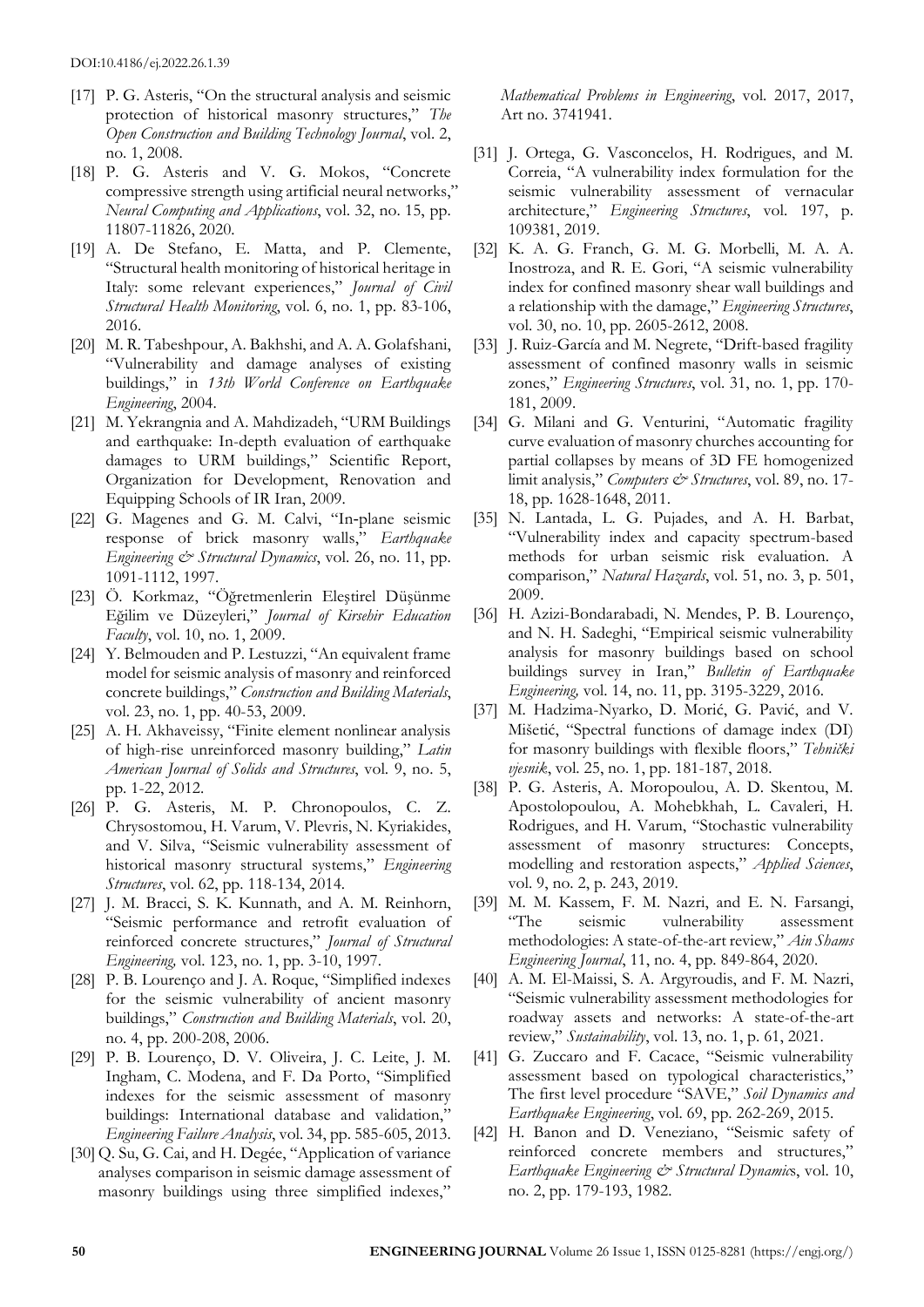- [17] P. G. Asteris, "On the structural analysis and seismic protection of historical masonry structures," *The Open Construction and Building Technology Journal*, vol. 2, no. 1, 2008.
- [18] P. G. Asteris and V. G. Mokos, "Concrete compressive strength using artificial neural networks," *Neural Computing and Applications*, vol. 32, no. 15, pp. 11807-11826, 2020.
- [19] A. De Stefano, E. Matta, and P. Clemente, "Structural health monitoring of historical heritage in Italy: some relevant experiences," *Journal of Civil Structural Health Monitoring*, vol. 6, no. 1, pp. 83-106, 2016.
- [20] M. R. Tabeshpour, A. Bakhshi, and A. A. Golafshani, "Vulnerability and damage analyses of existing buildings," in *13th World Conference on Earthquake Engineering*, 2004.
- [21] M. Yekrangnia and A. Mahdizadeh, "URM Buildings and earthquake: In-depth evaluation of earthquake damages to URM buildings," Scientific Report, Organization for Development, Renovation and Equipping Schools of IR Iran, 2009.
- [22] G. Magenes and G. M. Calvi, "In-plane seismic response of brick masonry walls," *Earthquake Engineering & Structural Dynamics*, vol. 26, no. 11, pp. 1091-1112, 1997.
- [23] Ö. Korkmaz, "Öğretmenlerin Eleştirel Düşünme Eğilim ve Düzeyleri," *Journal of Kirsehir Education Faculty*, vol. 10, no. 1, 2009.
- [24] Y. Belmouden and P. Lestuzzi, "An equivalent frame model for seismic analysis of masonry and reinforced concrete buildings," *Construction and Building Materials*, vol. 23, no. 1, pp. 40-53, 2009.
- [25] A. H. Akhaveissy, "Finite element nonlinear analysis of high-rise unreinforced masonry building," *Latin American Journal of Solids and Structures*, vol. 9, no. 5, pp. 1-22, 2012.
- [26] P. G. Asteris, M. P. Chronopoulos, C. Z. Chrysostomou, H. Varum, V. Plevris, N. Kyriakides, and V. Silva, "Seismic vulnerability assessment of historical masonry structural systems," *Engineering Structures*, vol. 62, pp. 118-134, 2014.
- [27] J. M. Bracci, S. K. Kunnath, and A. M. Reinhorn, "Seismic performance and retrofit evaluation of reinforced concrete structures," *Journal of Structural Engineering,* vol. 123, no. 1, pp. 3-10, 1997.
- [28] P. B. Lourenço and J. A. Roque, "Simplified indexes for the seismic vulnerability of ancient masonry buildings," *Construction and Building Materials*, vol. 20, no. 4, pp. 200-208, 2006.
- [29] P. B. Lourenço, D. V. Oliveira, J. C. Leite, J. M. Ingham, C. Modena, and F. Da Porto, "Simplified indexes for the seismic assessment of masonry buildings: International database and validation," *Engineering Failure Analysis*, vol. 34, pp. 585-605, 2013.
- [30] Q. Su, G. Cai, and H. Degée, "Application of variance analyses comparison in seismic damage assessment of masonry buildings using three simplified indexes," *Mathematical Problems in Engineering*, vol. 2017, 2017, Art no. 3741941.
- [31] J. Ortega, G. Vasconcelos, H. Rodrigues, and M. Correia, "A vulnerability index formulation for the seismic vulnerability assessment of vernacular architecture," *Engineering Structures*, vol. 197, p. 109381, 2019.
- [32] K. A. G. Franch, G. M. G. Morbelli, M. A. A. Inostroza, and R. E. Gori, "A seismic vulnerability index for confined masonry shear wall buildings and a relationship with the damage," *Engineering Structures*, vol. 30, no. 10, pp. 2605-2612, 2008.
- [33] J. Ruiz-García and M. Negrete, "Drift-based fragility assessment of confined masonry walls in seismic zones," *Engineering Structures*, vol. 31, no. 1, pp. 170-181, 2009.
- [34] G. Milani and G. Venturini, "Automatic fragility curve evaluation of masonry churches accounting for partial collapses by means of 3D FE homogenized limit analysis," *Computers & Structures*, vol. 89, no. 17-18, pp. 1628-1648, 2011.
- [35] N. Lantada, L. G. Pujades, and A. H. Barbat, "Vulnerability index and capacity spectrum-based methods for urban seismic risk evaluation. A comparison," *Natural Hazards*, vol. 51, no. 3, p. 501, 2009.
- [36] H. Azizi-Bondarabadi, N. Mendes, P. B. Lourenço, and N. H. Sadeghi, "Empirical seismic vulnerability analysis for masonry buildings based on school buildings survey in Iran," *Bulletin of Earthquake Engineering,* vol. 14, no. 11, pp. 3195-3229, 2016.
- [37] M. Hadzima-Nyarko, D. Morić, G. Pavić, and V. Mišetić, "Spectral functions of damage index (DI) for masonry buildings with flexible floors," *Tehnički vjesnik*, vol. 25, no. 1, pp. 181-187, 2018.
- [38] P. G. Asteris, A. Moropoulou, A. D. Skentou, M. Apostolopoulou, A. Mohebkhah, L. Cavaleri, H. Rodrigues, and H. Varum, "Stochastic vulnerability assessment of masonry structures: Concepts, modelling and restoration aspects," *Applied Sciences*, vol. 9, no. 2, p. 243, 2019.
- [39] M. M. Kassem, F. M. Nazri, and E. N. Farsangi, "The seismic vulnerability assessment methodologies: A state-of-the-art review," *Ain Shams Engineering Journal*, 11, no. 4, pp. 849-864, 2020.
- [40] A. M. El-Maissi, S. A. Argyroudis, and F. M. Nazri, "Seismic vulnerability assessment methodologies for roadway assets and networks: A state-of-the-art review," *Sustainability*, vol. 13, no. 1, p. 61, 2021.
- [41] G. Zuccaro and F. Cacace, "Seismic vulnerability assessment based on typological characteristics," The first level procedure "SAVE," *Soil Dynamics and Earthquake Engineering*, vol. 69, pp. 262-269, 2015.
- [42] H. Banon and D. Veneziano, "Seismic safety of reinforced concrete members and structures," *Earthquake Engineering & Structural Dynamics*, vol. 10, no. 2, pp. 179-193, 1982.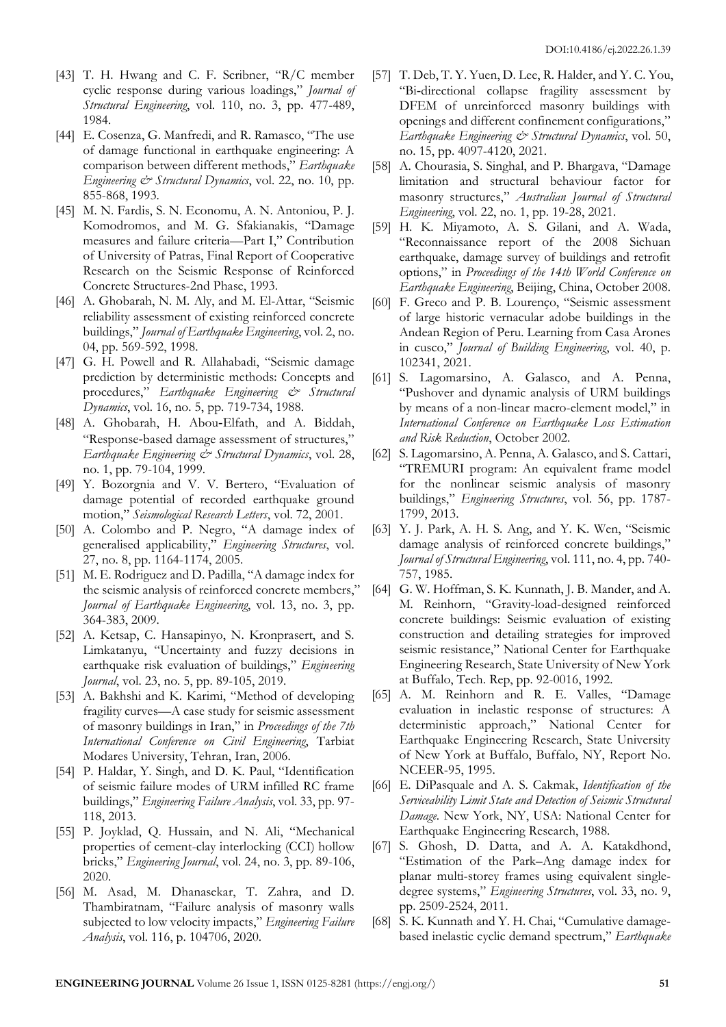[43] T. H. Hwang and C. F. Scribner, "R/C member cyclic response during various loadings," *Journal of Structural Engineering*, vol. 110, no. 3, pp. 477-489, 1984.

[44] E. Cosenza, G. Manfredi, and R. Ramasco, "The use of damage functional in earthquake engineering: A comparison between different methods," *Earthquake Engineering & Structural Dynamics*, vol. 22, no. 10, pp. 855-868, 1993.

[45] M. N. Fardis, S. N. Economu, A. N. Antoniou, P. J. Komodromos, and M. G. Sfakianakis, "Damage measures and failure criteria—Part I," Contribution of University of Patras, Final Report of Cooperative Research on the Seismic Response of Reinforced Concrete Structures-2nd Phase, 1993.

[46] A. Ghobarah, N. M. Aly, and M. El-Attar, "Seismic reliability assessment of existing reinforced concrete buildings," *Journal of Earthquake Engineering*, vol. 2, no. 04, pp. 569-592, 1998.

[47] G. H. Powell and R. Allahabadi, "Seismic damage prediction by deterministic methods: Concepts and procedures," *Earthquake Engineering & Structural Dynamics*, vol. 16, no. 5, pp. 719-734, 1988.

[48] A. Ghobarah, H. Abou-Elfath, and A. Biddah, "Response-based damage assessment of structures," *Earthquake Engineering & Structural Dynamics*, vol. 28, no. 1, pp. 79-104, 1999.

[49] Y. Bozorgnia and V. V. Bertero, "Evaluation of damage potential of recorded earthquake ground motion," *Seismological Research Letters*, vol. 72, 2001.

[50] A. Colombo and P. Negro, "A damage index of generalised applicability," *Engineering Structures*, vol. 27, no. 8, pp. 1164-1174, 2005.

[51] M. E. Rodriguez and D. Padilla, "A damage index for the seismic analysis of reinforced concrete members," *Journal of Earthquake Engineering*, vol. 13, no. 3, pp. 364-383, 2009.

[52] A. Ketsap, C. Hansapinyo, N. Kronprasert, and S. Limkatanyu, "Uncertainty and fuzzy decisions in earthquake risk evaluation of buildings," *Engineering Journal*, vol. 23, no. 5, pp. 89-105, 2019.

[53] A. Bakhshi and K. Karimi, "Method of developing fragility curves—A case study for seismic assessment of masonry buildings in Iran," in *Proceedings of the 7th International Conference on Civil Engineering*, Tarbiat Modares University, Tehran, Iran, 2006.

[54] P. Haldar, Y. Singh, and D. K. Paul, "Identification of seismic failure modes of URM infilled RC frame buildings," *Engineering Failure Analysis*, vol. 33, pp. 97-118, 2013.

[55] P. Joyklad, Q. Hussain, and N. Ali, "Mechanical properties of cement-clay interlocking (CCI) hollow bricks," *Engineering Journal*, vol. 24, no. 3, pp. 89-106, 2020.

[56] M. Asad, M. Dhanasekar, T. Zahra, and D. Thambiratnam, "Failure analysis of masonry walls subjected to low velocity impacts," *Engineering Failure Analysis*, vol. 116, p. 104706, 2020.

[57] T. Deb, T. Y. Yuen, D. Lee, R. Halder, and Y. C. You, "Bi-directional collapse fragility assessment by DFEM of unreinforced masonry buildings with openings and different confinement configurations," *Earthquake Engineering & Structural Dynamics*, vol. 50, no. 15, pp. 4097-4120, 2021.

[58] A. Chourasia, S. Singhal, and P. Bhargava, "Damage limitation and structural behaviour factor for masonry structures," *Australian Journal of Structural Engineering*, vol. 22, no. 1, pp. 19-28, 2021.

[59] H. K. Miyamoto, A. S. Gilani, and A. Wada, "Reconnaissance report of the 2008 Sichuan earthquake, damage survey of buildings and retrofit options," in *Proceedings of the 14th World Conference on Earthquake Engineering*, Beijing, China, October 2008.

[60] F. Greco and P. B. Lourenço, "Seismic assessment of large historic vernacular adobe buildings in the Andean Region of Peru. Learning from Casa Arones in cusco," *Journal of Building Engineering*, vol. 40, p. 102341, 2021.

[61] S. Lagomarsino, A. Galasco, and A. Penna, "Pushover and dynamic analysis of URM buildings by means of a non-linear macro-element model," in *International Conference on Earthquake Loss Estimation and Risk Reduction*, October 2002.

[62] S. Lagomarsino, A. Penna, A. Galasco, and S. Cattari, "TREMURI program: An equivalent frame model for the nonlinear seismic analysis of masonry buildings," *Engineering Structures*, vol. 56, pp. 1787-1799, 2013.

[63] Y. J. Park, A. H. S. Ang, and Y. K. Wen, "Seismic damage analysis of reinforced concrete buildings," *Journal of Structural Engineering*, vol. 111, no. 4, pp. 740-757, 1985.

[64] G. W. Hoffman, S. K. Kunnath, J. B. Mander, and A. M. Reinhorn, "Gravity-load-designed reinforced concrete buildings: Seismic evaluation of existing construction and detailing strategies for improved seismic resistance," National Center for Earthquake Engineering Research, State University of New York at Buffalo, Tech. Rep, pp. 92-0016, 1992.

[65] A. M. Reinhorn and R. E. Valles, "Damage evaluation in inelastic response of structures: A deterministic approach," National Center for Earthquake Engineering Research, State University of New York at Buffalo, Buffalo, NY, Report No. NCEER-95, 1995.

[66] E. DiPasquale and A. S. Cakmak, *Identification of the Serviceability Limit State and Detection of Seismic Structural Damage*. New York, NY, USA: National Center for Earthquake Engineering Research, 1988.

[67] S. Ghosh, D. Datta, and A. A. Katakdhond, "Estimation of the Park–Ang damage index for planar multi-storey frames using equivalent single-degree systems," *Engineering Structures*, vol. 33, no. 9, pp. 2509-2524, 2011.

[68] S. K. Kunnath and Y. H. Chai, "Cumulative damage-based inelastic cyclic demand spectrum," *Earthquake*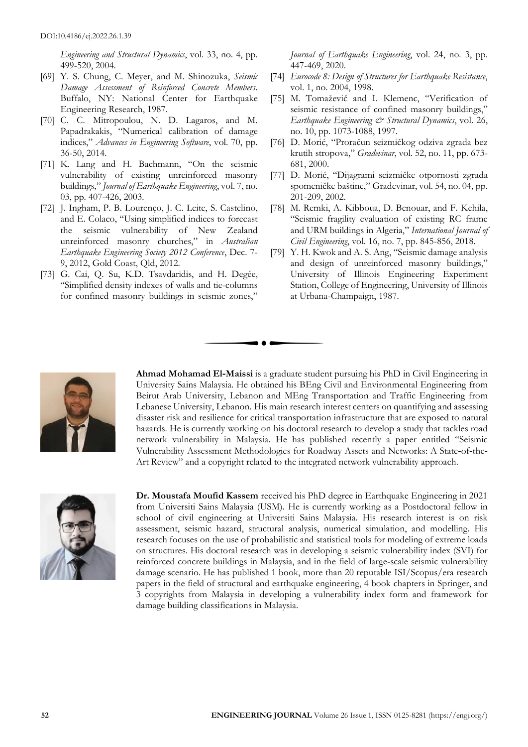*Engineering and Structural Dynamics*, vol. 33, no. 4, pp. 499-520, 2004.

[69] Y. S. Chung, C. Meyer, and M. Shinozuka, *Seismic Damage Assessment of Reinforced Concrete Members*. Buffalo, NY: National Center for Earthquake Engineering Research, 1987.

[70] C. C. Mitropoulou, N. D. Lagaros, and M. Papadrakakis, "Numerical calibration of damage indices," *Advances in Engineering Software*, vol. 70, pp. 36-50, 2014.

[71] K. Lang and H. Bachmann, "On the seismic vulnerability of existing unreinforced masonry buildings," *Journal of Earthquake Engineering*, vol. 7, no. 03, pp. 407-426, 2003.

[72] J. Ingham, P. B. Lourenço, J. C. Leite, S. Castelino, and E. Colaco, "Using simplified indices to forecast the seismic vulnerability of New Zealand unreinforced masonry churches," in *Australian Earthquake Engineering Society 2012 Conference*, Dec. 7-9, 2012, Gold Coast, Qld, 2012.

[73] G. Cai, Q. Su, K.D. Tsavdaridis, and H. Degée, "Simplified density indexes of walls and tie-columns for confined masonry buildings in seismic zones," *Journal of Earthquake Engineering*, vol. 24, no. 3, pp. 447-469, 2020.

[74] *Eurocode 8: Design of Structures for Earthquake Resistance*, vol. 1, no. 2004, 1998.

[75] M. Tomaževič and I. Klemenc, "Verification of seismic resistance of confined masonry buildings," *Earthquake Engineering & Structural Dynamics*, vol. 26, no. 10, pp. 1073-1088, 1997.

[76] D. Morić, "Proračun seizmičkog odziva zgrada bez krutih stropova," *Građevinar*, vol. 52, no. 11, pp. 673-681, 2000.

[77] D. Morić, "Dijagrami seizmičke otpornosti zgrada spomeničke baštine," Građevinar, vol. 54, no. 04, pp. 201-209, 2002.

[78] M. Remki, A. Kibboua, D. Benouar, and F. Kehila, "Seismic fragility evaluation of existing RC frame and URM buildings in Algeria," *International Journal of Civil Engineering*, vol. 16, no. 7, pp. 845-856, 2018.

[79] Y. H. Kwok and A. S. Ang, "Seismic damage analysis and design of unreinforced masonry buildings," University of Illinois Engineering Experiment Station, College of Engineering, University of Illinois at Urbana-Champaign, 1987.

---

**Ahmad Mohamad El-Maissi** is a graduate student pursuing his PhD in Civil Engineering in University Sains Malaysia. He obtained his BEng Civil and Environmental Engineering from Beirut Arab University, Lebanon and MEng Transportation and Traffic Engineering from Lebanese University, Lebanon. His main research interest centers on quantifying and assessing disaster risk and resilience for critical transportation infrastructure that are exposed to natural hazards. He is currently working on his doctoral research to develop a study that tackles road network vulnerability in Malaysia. He has published recently a paper entitled "Seismic Vulnerability Assessment Methodologies for Roadway Assets and Networks: A State-of-the-Art Review" and a copyright related to the integrated network vulnerability approach.

**Dr. Moustafa Moufid Kassem** received his PhD degree in Earthquake Engineering in 2021 from Universiti Sains Malaysia (USM). He is currently working as a Postdoctoral fellow in school of civil engineering at Universiti Sains Malaysia. His research interest is on risk assessment, seismic hazard, structural analysis, numerical simulation, and modelling. His research focuses on the use of probabilistic and statistical tools for modeling of extreme loads on structures. His doctoral research was in developing a seismic vulnerability index (SVI) for reinforced concrete buildings in Malaysia, and in the field of large-scale seismic vulnerability damage scenario. He has published 1 book, more than 20 reputable ISI/Scopus/era research papers in the field of structural and earthquake engineering, 4 book chapters in Springer, and 3 copyrights from Malaysia in developing a vulnerability index form and framework for damage building classifications in Malaysia.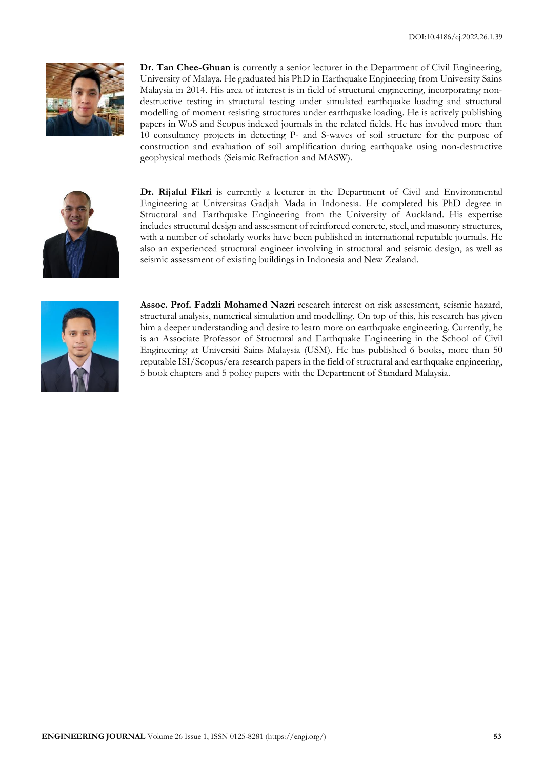**Dr. Tan Chee-Ghuan** is currently a senior lecturer in the Department of Civil Engineering, University of Malaya. He graduated his PhD in Earthquake Engineering from University Sains Malaysia in 2014. His area of interest is in field of structural engineering, incorporating non-destructive testing in structural testing under simulated earthquake loading and structural modelling of moment resisting structures under earthquake loading. He is actively publishing papers in WoS and Scopus indexed journals in the related fields. He has involved more than 10 consultancy projects in detecting P- and S-waves of soil structure for the purpose of construction and evaluation of soil amplification during earthquake using non-destructive geophysical methods (Seismic Refraction and MASW).

**Dr. Rijalul Fikri** is currently a lecturer in the Department of Civil and Environmental Engineering at Universitas Gadjah Mada in Indonesia. He completed his PhD degree in Structural and Earthquake Engineering from the University of Auckland. His expertise includes structural design and assessment of reinforced concrete, steel, and masonry structures, with a number of scholarly works have been published in international reputable journals. He also an experienced structural engineer involving in structural and seismic design, as well as seismic assessment of existing buildings in Indonesia and New Zealand.

**Assoc. Prof. Fadzli Mohamed Nazri** research interest on risk assessment, seismic hazard, structural analysis, numerical simulation and modelling. On top of this, his research has given him a deeper understanding and desire to learn more on earthquake engineering. Currently, he is an Associate Professor of Structural and Earthquake Engineering in the School of Civil Engineering at Universiti Sains Malaysia (USM). He has published 6 books, more than 50 reputable ISI/Scopus/era research papers in the field of structural and earthquake engineering, 5 book chapters and 5 policy papers with the Department of Standard Malaysia.